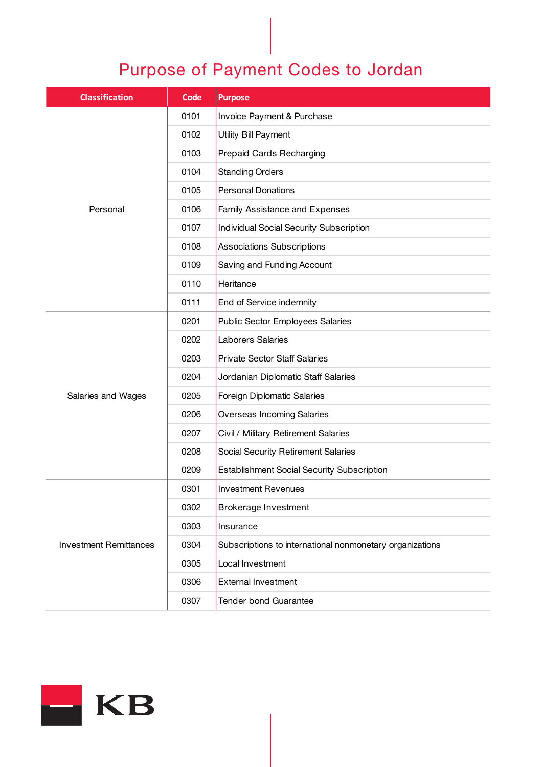# Purpose of Payment Codes to Jordan

| Classification | Code | Purpose |
|---|---|---|
| Personal | 0101 | Invoice Payment & Purchase |
| | 0102 | Utility Bill Payment |
| | 0103 | Prepaid Cards Recharging |
| | 0104 | Standing Orders |
| | 0105 | Personal Donations |
| | 0106 | Family Assistance and Expenses |
| | 0107 | Individual Social Security Subscription |
| | 0108 | Associations Subscriptions |
| | 0109 | Saving and Funding Account |
| | 0110 | Heritance |
| | 0111 | End of Service indemnity |
| Salaries and Wages | 0201 | Public Sector Employees Salaries |
| | 0202 | Laborers Salaries |
| | 0203 | Private Sector Staff Salaries |
| | 0204 | Jordanian Diplomatic Staff Salaries |
| | 0205 | Foreign Diplomatic Salaries |
| | 0206 | Overseas Incoming Salaries |
| | 0207 | Civil / Military Retirement Salaries |
| | 0208 | Social Security Retirement Salaries |
| | 0209 | Establishment Social Security Subscription |
| Investment Remittances | 0301 | Investment Revenues |
| | 0302 | Brokerage Investment |
| | 0303 | Insurance |
| | 0304 | Subscriptions to international nonmonetary organizations |
| | 0305 | Local Investment |
| | 0306 | External Investment |
| | 0307 | Tender bond Guarantee |

KB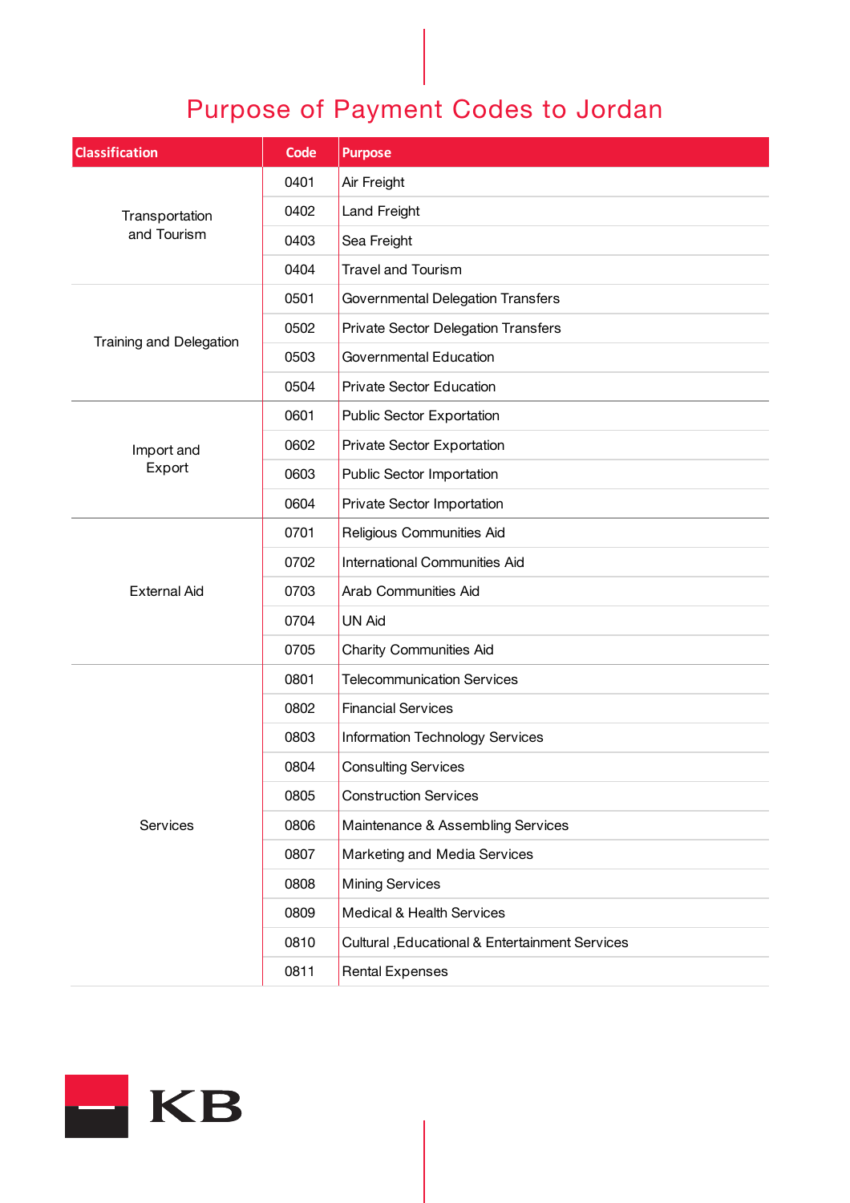# Purpose of Payment Codes to Jordan

| Classification | Code | Purpose |
|---|---|---|
| Transportation and Tourism | 0401 | Air Freight |
| | 0402 | Land Freight |
| | 0403 | Sea Freight |
| | 0404 | Travel and Tourism |
| Training and Delegation | 0501 | Governmental Delegation Transfers |
| | 0502 | Private Sector Delegation Transfers |
| | 0503 | Governmental Education |
| | 0504 | Private Sector Education |
| Import and Export | 0601 | Public Sector Exportation |
| | 0602 | Private Sector Exportation |
| | 0603 | Public Sector Importation |
| | 0604 | Private Sector Importation |
| External Aid | 0701 | Religious Communities Aid |
| | 0702 | International Communities Aid |
| | 0703 | Arab Communities Aid |
| | 0704 | UN Aid |
| | 0705 | Charity Communities Aid |
| Services | 0801 | Telecommunication Services |
| | 0802 | Financial Services |
| | 0803 | Information Technology Services |
| | 0804 | Consulting Services |
| | 0805 | Construction Services |
| | 0806 | Maintenance & Assembling Services |
| | 0807 | Marketing and Media Services |
| | 0808 | Mining Services |
| | 0809 | Medical & Health Services |
| | 0810 | Cultural ,Educational & Entertainment Services |
| | 0811 | Rental Expenses |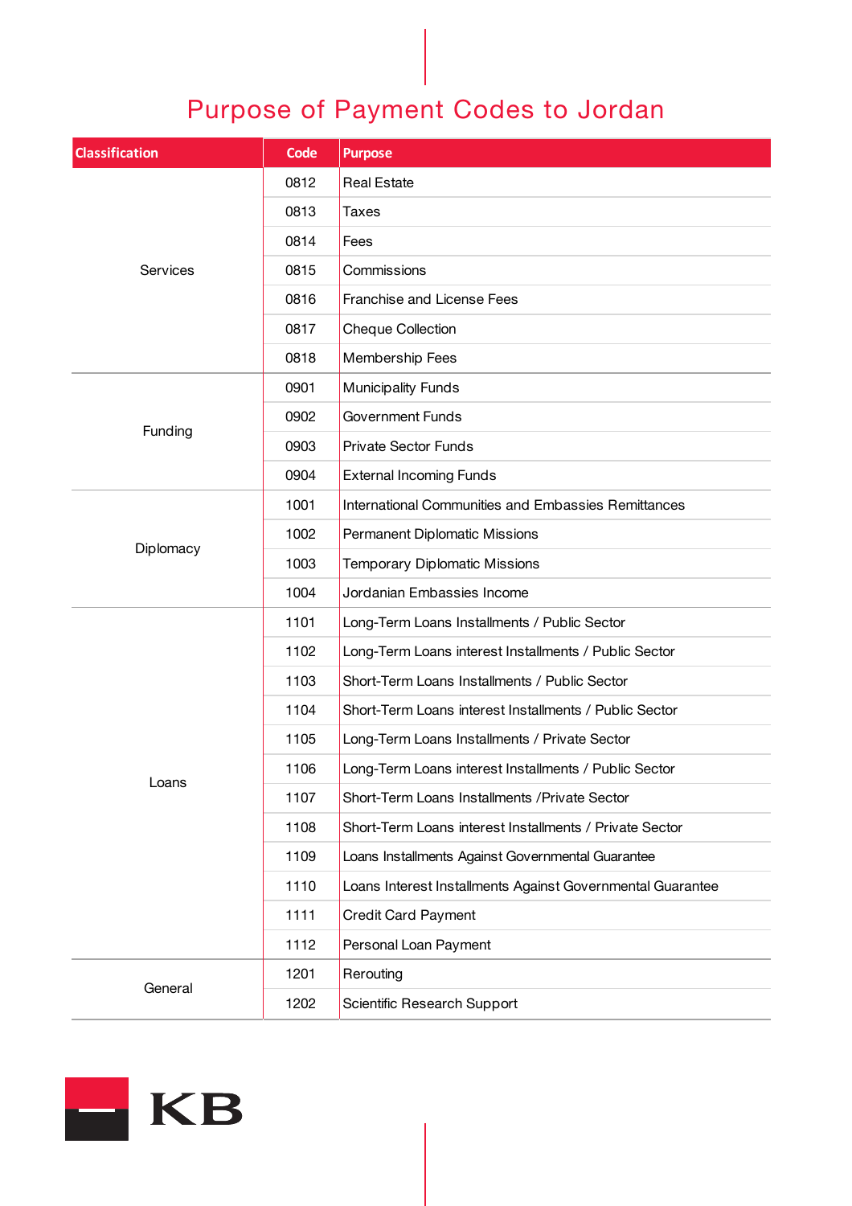# Purpose of Payment Codes to Jordan

| Classification | Code | Purpose |
|---|---|---|
| Services | 0812 | Real Estate |
| | 0813 | Taxes |
| | 0814 | Fees |
| | 0815 | Commissions |
| | 0816 | Franchise and License Fees |
| | 0817 | Cheque Collection |
| | 0818 | Membership Fees |
| Funding | 0901 | Municipality Funds |
| | 0902 | Government Funds |
| | 0903 | Private Sector Funds |
| | 0904 | External Incoming Funds |
| Diplomacy | 1001 | International Communities and Embassies Remittances |
| | 1002 | Permanent Diplomatic Missions |
| | 1003 | Temporary Diplomatic Missions |
| | 1004 | Jordanian Embassies Income |
| Loans | 1101 | Long-Term Loans Installments / Public Sector |
| | 1102 | Long-Term Loans interest Installments / Public Sector |
| | 1103 | Short-Term Loans Installments / Public Sector |
| | 1104 | Short-Term Loans interest Installments / Public Sector |
| | 1105 | Long-Term Loans Installments / Private Sector |
| | 1106 | Long-Term Loans interest Installments / Public Sector |
| | 1107 | Short-Term Loans Installments /Private Sector |
| | 1108 | Short-Term Loans interest Installments / Private Sector |
| | 1109 | Loans Installments Against Governmental Guarantee |
| | 1110 | Loans Interest Installments Against Governmental Guarantee |
| | 1111 | Credit Card Payment |
| | 1112 | Personal Loan Payment |
| General | 1201 | Rerouting |
| | 1202 | Scientific Research Support |

KB